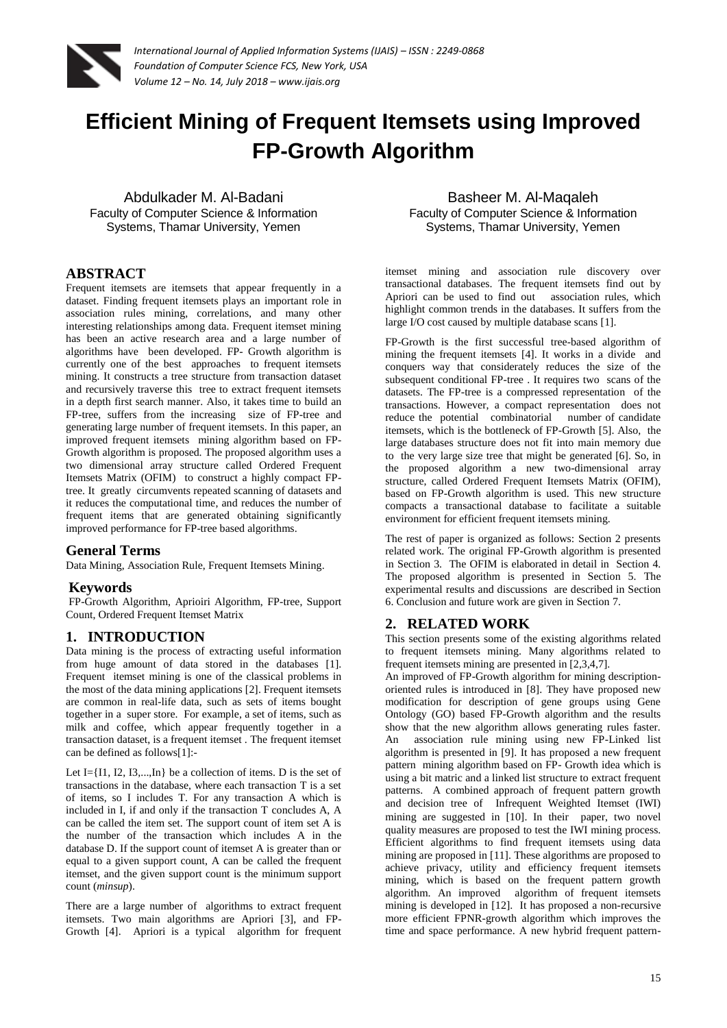# Efficient Mining of Frequent Itemsets using Improved FP-Growth Algorithm

Abdulkader M. Al-Badani
Faculty of Computer Science & Information Systems, Thamar University, Yemen

Basheer M. Al-Maqaleh
Faculty of Computer Science & Information Systems, Thamar University, Yemen

## ABSTRACT

Frequent itemsets are itemsets that appear frequently in a dataset. Finding frequent itemsets plays an important role in association rules mining, correlations, and many other interesting relationships among data. Frequent itemset mining has been an active research area and a large number of algorithms have been developed. FP- Growth algorithm is currently one of the best approaches to frequent itemsets mining. It constructs a tree structure from transaction dataset and recursively traverse this tree to extract frequent itemsets in a depth first search manner. Also, it takes time to build an FP-tree, suffers from the increasing size of FP-tree and generating large number of frequent itemsets. In this paper, an improved frequent itemsets mining algorithm based on FP-Growth algorithm is proposed. The proposed algorithm uses a two dimensional array structure called Ordered Frequent Itemsets Matrix (OFIM) to construct a highly compact FP-tree. It greatly circumvents repeated scanning of datasets and it reduces the computational time, and reduces the number of frequent items that are generated obtaining significantly improved performance for FP-tree based algorithms.

## General Terms

Data Mining, Association Rule, Frequent Itemsets Mining.

## Keywords

FP-Growth Algorithm, Aprioiri Algorithm, FP-tree, Support Count, Ordered Frequent Itemset Matrix

## 1. INTRODUCTION

Data mining is the process of extracting useful information from huge amount of data stored in the databases [1]. Frequent itemset mining is one of the classical problems in the most of the data mining applications [2]. Frequent itemsets are common in real-life data, such as sets of items bought together in a super store. For example, a set of items, such as milk and coffee, which appear frequently together in a transaction dataset, is a frequent itemset . The frequent itemset can be defined as follows[1]:-

Let I={I1, I2, I3,...,In} be a collection of items. D is the set of transactions in the database, where each transaction T is a set of items, so I includes T. For any transaction A which is included in I, if and only if the transaction T concludes A, A can be called the item set. The support count of item set A is the number of the transaction which includes A in the database D. If the support count of itemset A is greater than or equal to a given support count, A can be called the frequent itemset, and the given support count is the minimum support count (*minsup*).

There are a large number of algorithms to extract frequent itemsets. Two main algorithms are Apriori [3], and FP-Growth [4]. Apriori is a typical algorithm for frequent itemset mining and association rule discovery over transactional databases. The frequent itemsets find out by Apriori can be used to find out association rules, which highlight common trends in the databases. It suffers from the large I/O cost caused by multiple database scans [1].

FP-Growth is the first successful tree-based algorithm of mining the frequent itemsets [4]. It works in a divide and conquers way that considerately reduces the size of the subsequent conditional FP-tree . It requires two scans of the datasets. The FP-tree is a compressed representation of the transactions. However, a compact representation does not reduce the potential combinatorial number of candidate itemsets, which is the bottleneck of FP-Growth [5]. Also, the large databases structure does not fit into main memory due to the very large size tree that might be generated [6]. So, in the proposed algorithm a new two-dimensional array structure, called Ordered Frequent Itemsets Matrix (OFIM), based on FP-Growth algorithm is used. This new structure compacts a transactional database to facilitate a suitable environment for efficient frequent itemsets mining.

The rest of paper is organized as follows: Section 2 presents related work. The original FP-Growth algorithm is presented in Section 3. The OFIM is elaborated in detail in Section 4. The proposed algorithm is presented in Section 5. The experimental results and discussions are described in Section 6. Conclusion and future work are given in Section 7.

## 2. RELATED WORK

This section presents some of the existing algorithms related to frequent itemsets mining. Many algorithms related to frequent itemsets mining are presented in [2,3,4,7].

An improved of FP-Growth algorithm for mining description-oriented rules is introduced in [8]. They have proposed new modification for description of gene groups using Gene Ontology (GO) based FP-Growth algorithm and the results show that the new algorithm allows generating rules faster. An association rule mining using new FP-Linked list algorithm is presented in [9]. It has proposed a new frequent pattern mining algorithm based on FP- Growth idea which is using a bit matric and a linked list structure to extract frequent patterns. A combined approach of frequent pattern growth and decision tree of Infrequent Weighted Itemset (IWI) mining are suggested in [10]. In their paper, two novel quality measures are proposed to test the IWI mining process. Efficient algorithms to find frequent itemsets using data mining are proposed in [11]. These algorithms are proposed to achieve privacy, utility and efficiency frequent itemsets mining, which is based on the frequent pattern growth algorithm. An improved algorithm of frequent itemsets mining is developed in [12]. It has proposed a non-recursive more efficient FPNR-growth algorithm which improves the time and space performance. A new hybrid frequent pattern-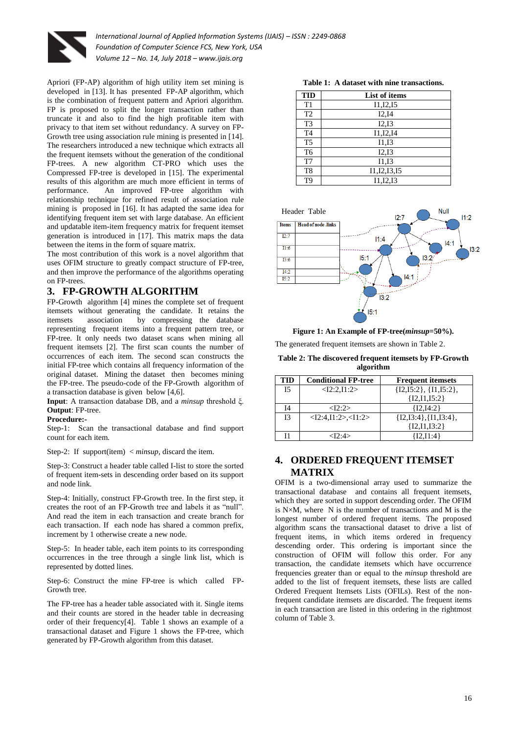Apriori (FP-AP) algorithm of high utility item set mining is developed in [13]. It has presented FP-AP algorithm, which is the combination of frequent pattern and Apriori algorithm. FP is proposed to split the longer transaction rather than truncate it and also to find the high profitable item with privacy to that item set without redundancy. A survey on FP-Growth tree using association rule mining is presented in [14]. The researchers introduced a new technique which extracts all the frequent itemsets without the generation of the conditional FP-trees. A new algorithm CT-PRO which uses the Compressed FP-tree is developed in [15]. The experimental results of this algorithm are much more efficient in terms of performance. An improved FP-tree algorithm with relationship technique for refined result of association rule mining is proposed in [16]. It has adapted the same idea for identifying frequent item set with large database. An efficient and updatable item-item frequency matrix for frequent itemset generation is introduced in [17]. This matrix maps the data between the items in the form of square matrix.

The most contribution of this work is a novel algorithm that uses OFIM structure to greatly compact structure of FP-tree, and then improve the performance of the algorithms operating on FP-trees.

# 3. FP-GROWTH ALGORITHM

FP-Growth algorithm [4] mines the complete set of frequent itemsets without generating the candidate. It retains the itemsets association by compressing the database representing frequent items into a frequent pattern tree, or FP-tree. It only needs two dataset scans when mining all frequent itemsets [2]. The first scan counts the number of occurrences of each item. The second scan constructs the initial FP-tree which contains all frequency information of the original dataset. Mining the dataset then becomes mining the FP-tree. The pseudo-code of the FP-Growth algorithm of a transaction database is given below [4,6].

**Input**: A transaction database DB, and a *minsup* threshold ξ.
**Output**: FP-tree.

**Procedure:-**

Step-1: Scan the transactional database and find support count for each item.

Step-2: If support(item) < *minsup*, discard the item.

Step-3: Construct a header table called I-list to store the sorted of frequent item-sets in descending order based on its support and node link.

Step-4: Initially, construct FP-Growth tree. In the first step, it creates the root of an FP-Growth tree and labels it as "null". And read the item in each transaction and create branch for each transaction. If each node has shared a common prefix, increment by 1 otherwise create a new node.

Step-5: In header table, each item points to its corresponding occurrences in the tree through a single link list, which is represented by dotted lines.

Step-6: Construct the mine FP-tree is which called FP-Growth tree.

The FP-tree has a header table associated with it. Single items and their counts are stored in the header table in decreasing order of their frequency[4]. Table 1 shows an example of a transactional dataset and Figure 1 shows the FP-tree, which generated by FP-Growth algorithm from this dataset.

**Table 1: A dataset with nine transactions.**

| TID | List of items |
|---|---|
| T1 | I1,I2,I5 |
| T2 | I2,I4 |
| T3 | I2,I3 |
| T4 | I1,I2,I4 |
| T5 | I1,I3 |
| T6 | I2,I3 |
| T7 | I1,I3 |
| T8 | I1,I2,I3,I5 |
| T9 | I1,I2,I3 |

**Figure 1: An Example of FP-tree(*minsup*=50%).**

The generated frequent itemsets are shown in Table 2.

**Table 2: The discovered frequent itemsets by FP-Growth algorithm**

| TID | Conditional FP-tree | Frequent itemsets |
|---|---|---|
| I5 | <I2:2,I1:2> | {I2,I5:2}, {I1,I5:2}, {I2,I1,I5:2} |
| I4 | <I2:2> | {I2,I4:2} |
| I3 | <I2:4,I1:2>,<I1:2> | {I2,I3:4},{I1,I3:4}, {I2,I1,I3:2} |
| I1 | <I2:4> | {I2,I1:4} |

# 4. ORDERED FREQUENT ITEMSET MATRIX

OFIM is a two-dimensional array used to summarize the transactional database and contains all frequent itemsets, which they are sorted in support descending order. The OFIM is N×M, where N is the number of transactions and M is the longest number of ordered frequent items. The proposed algorithm scans the transactional dataset to drive a list of frequent items, in which items ordered in frequency descending order. This ordering is important since the construction of OFIM will follow this order. For any transaction, the candidate itemsets which have occurrence frequencies greater than or equal to the *minsup* threshold are added to the list of frequent itemsets, these lists are called Ordered Frequent Itemsets Lists (OFILs). Rest of the non-frequent candidate itemsets are discarded. The frequent items in each transaction are listed in this ordering in the rightmost column of Table 3.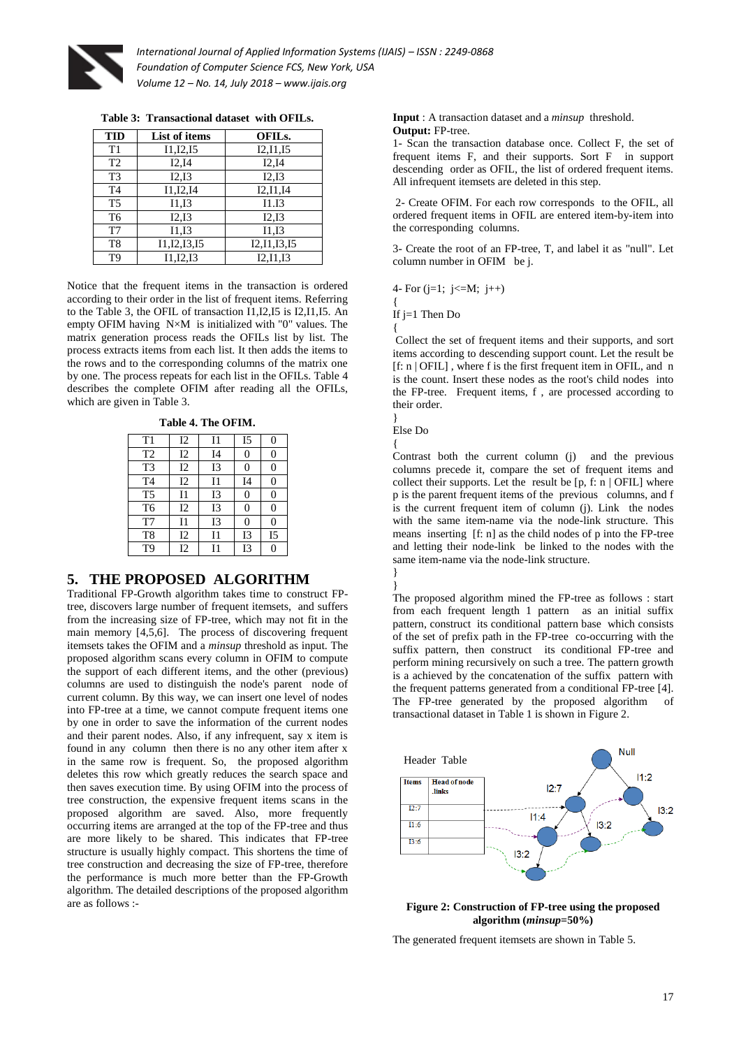**Table 3: Transactional dataset with OFILs.**

| TID | List of items | OFILs. |
|---|---|---|
| T1 | I1,I2,I5 | I2,I1,I5 |
| T2 | I2,I4 | I2,I4 |
| T3 | I2,I3 | I2,I3 |
| T4 | I1,I2,I4 | I2,I1,I4 |
| T5 | I1,I3 | I1.I3 |
| T6 | I2,I3 | I2,I3 |
| T7 | I1,I3 | I1,I3 |
| T8 | I1,I2,I3,I5 | I2,I1,I3,I5 |
| T9 | I1,I2,I3 | I2,I1,I3 |

Notice that the frequent items in the transaction is ordered according to their order in the list of frequent items. Referring to the Table 3, the OFIL of transaction I1,I2,I5 is I2,I1,I5. An empty OFIM having N×M is initialized with "0" values. The matrix generation process reads the OFILs list by list. The process extracts items from each list. It then adds the items to the rows and to the corresponding columns of the matrix one by one. The process repeats for each list in the OFILs. Table 4 describes the complete OFIM after reading all the OFILs, which are given in Table 3.

**Table 4. The OFIM.**

| | | | | |
|---|---|---|---|---|
| T1 | I2 | I1 | I5 | 0 |
| T2 | I2 | I4 | 0 | 0 |
| T3 | I2 | I3 | 0 | 0 |
| T4 | I2 | I1 | I4 | 0 |
| T5 | I1 | I3 | 0 | 0 |
| T6 | I2 | I3 | 0 | 0 |
| T7 | I1 | I3 | 0 | 0 |
| T8 | I2 | I1 | I3 | I5 |
| T9 | I2 | I1 | I3 | 0 |

## 5. THE PROPOSED ALGORITHM

Traditional FP-Growth algorithm takes time to construct FP-tree, discovers large number of frequent itemsets, and suffers from the increasing size of FP-tree, which may not fit in the main memory [4,5,6]. The process of discovering frequent itemsets takes the OFIM and a *minsup* threshold as input. The proposed algorithm scans every column in OFIM to compute the support of each different items, and the other (previous) columns are used to distinguish the node's parent node of current column. By this way, we can insert one level of nodes into FP-tree at a time, we cannot compute frequent items one by one in order to save the information of the current nodes and their parent nodes. Also, if any infrequent, say x item is found in any column then there is no any other item after x in the same row is frequent. So, the proposed algorithm deletes this row which greatly reduces the search space and then saves execution time. By using OFIM into the process of tree construction, the expensive frequent items scans in the proposed algorithm are saved. Also, more frequently occurring items are arranged at the top of the FP-tree and thus are more likely to be shared. This indicates that FP-tree structure is usually highly compact. This shortens the time of tree construction and decreasing the size of FP-tree, therefore the performance is much more better than the FP-Growth algorithm. The detailed descriptions of the proposed algorithm are as follows :-

**Input** : A transaction dataset and a *minsup* threshold.
**Output:** FP-tree.

1- Scan the transaction database once. Collect F, the set of frequent items F, and their supports. Sort F in support descending order as OFIL, the list of ordered frequent items. All infrequent itemsets are deleted in this step.

2- Create OFIM. For each row corresponds to the OFIL, all ordered frequent items in OFIL are entered item-by-item into the corresponding columns.

3- Create the root of an FP-tree, T, and label it as "null". Let column number in OFIM be j.

4- For (j=1; j<=M; j++)

{

If j=1 Then Do

{

Collect the set of frequent items and their supports, and sort items according to descending support count. Let the result be [f: n | OFIL] , where f is the first frequent item in OFIL, and n is the count. Insert these nodes as the root's child nodes into the FP-tree. Frequent items, f , are processed according to their order.

}

Else Do

{

Contrast both the current column (j) and the previous columns precede it, compare the set of frequent items and collect their supports. Let the result be [p, f: n | OFIL] where p is the parent frequent items of the previous columns, and f is the current frequent item of column (j). Link the nodes with the same item-name via the node-link structure. This means inserting [f: n] as the child nodes of p into the FP-tree and letting their node-link be linked to the nodes with the same item-name via the node-link structure.

}

}

The proposed algorithm mined the FP-tree as follows : start from each frequent length 1 pattern as an initial suffix pattern, construct its conditional pattern base which consists of the set of prefix path in the FP-tree co-occurring with the suffix pattern, then construct its conditional FP-tree and perform mining recursively on such a tree. The pattern growth is a achieved by the concatenation of the suffix pattern with the frequent patterns generated from a conditional FP-tree [4]. The FP-tree generated by the proposed algorithm of transactional dataset in Table 1 is shown in Figure 2.

**Figure 2: Construction of FP-tree using the proposed algorithm (*minsup*=50%)**

The generated frequent itemsets are shown in Table 5.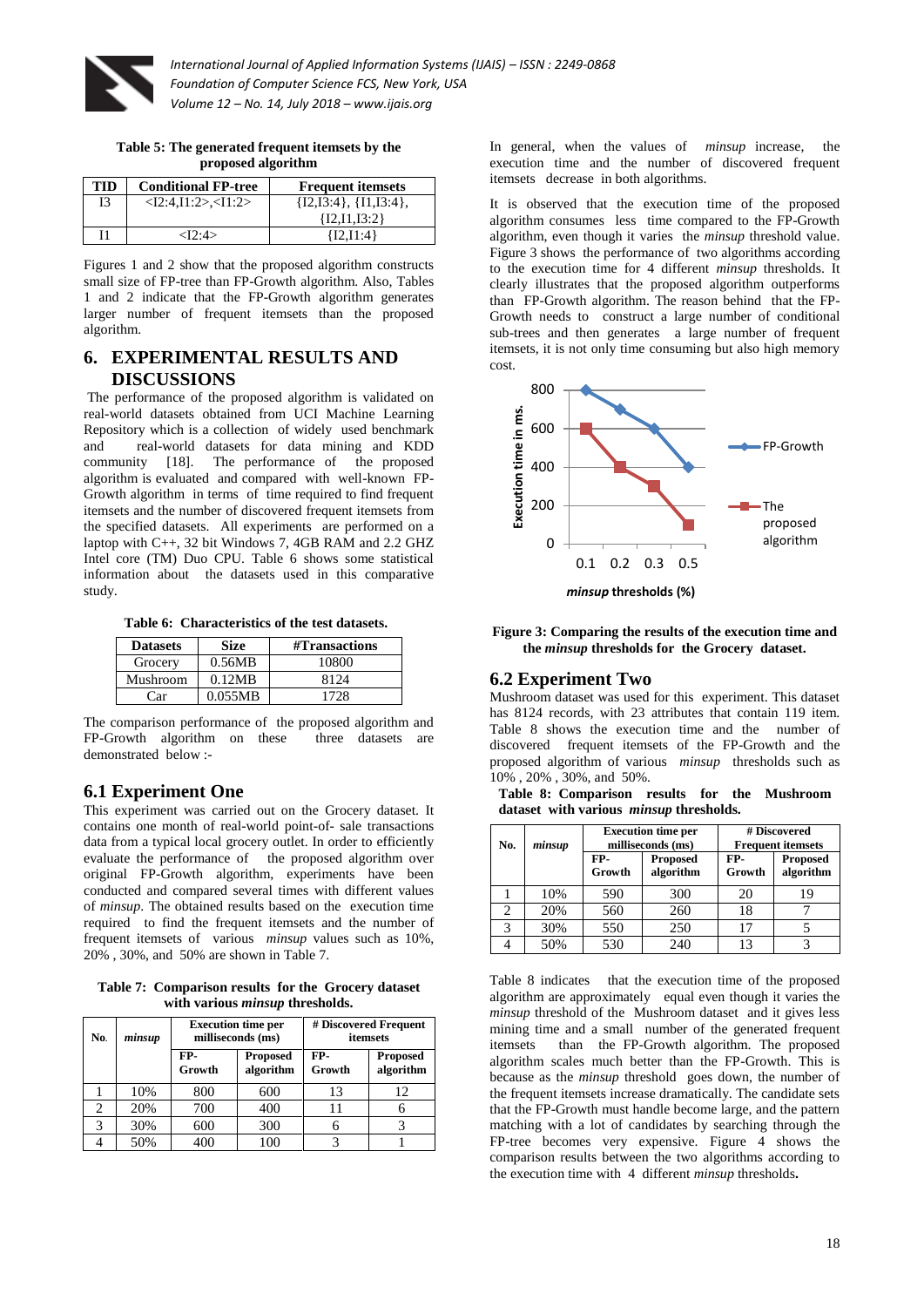**Table 5: The generated frequent itemsets by the proposed algorithm**

| TID | Conditional FP-tree | Frequent itemsets |
|---|---|---|
| I3 | <I2:4,I1:2>,<I1:2> | {I2,I3:4}, {I1,I3:4}, {I2,I1,I3:2} |
| I1 | <I2:4> | {I2,I1:4} |

Figures 1 and 2 show that the proposed algorithm constructs small size of FP-tree than FP-Growth algorithm. Also, Tables 1 and 2 indicate that the FP-Growth algorithm generates larger number of frequent itemsets than the proposed algorithm.

## 6. EXPERIMENTAL RESULTS AND DISCUSSIONS

The performance of the proposed algorithm is validated on real-world datasets obtained from UCI Machine Learning Repository which is a collection of widely used benchmark and real-world datasets for data mining and KDD community [18]. The performance of the proposed algorithm is evaluated and compared with well-known FP-Growth algorithm in terms of time required to find frequent itemsets and the number of discovered frequent itemsets from the specified datasets. All experiments are performed on a laptop with C++, 32 bit Windows 7, 4GB RAM and 2.2 GHZ Intel core (TM) Duo CPU. Table 6 shows some statistical information about the datasets used in this comparative study.

**Table 6: Characteristics of the test datasets.**

| Datasets | Size | #Transactions |
|---|---|---|
| Grocery | 0.56MB | 10800 |
| Mushroom | 0.12MB | 8124 |
| Car | 0.055MB | 1728 |

The comparison performance of the proposed algorithm and FP-Growth algorithm on these three datasets are demonstrated below :-

### 6.1 Experiment One

This experiment was carried out on the Grocery dataset. It contains one month of real-world point-of- sale transactions data from a typical local grocery outlet. In order to efficiently evaluate the performance of the proposed algorithm over original FP-Growth algorithm, experiments have been conducted and compared several times with different values of *minsup*. The obtained results based on the execution time required to find the frequent itemsets and the number of frequent itemsets of various *minsup* values such as 10%, 20% , 30%, and 50% are shown in Table 7.

**Table 7: Comparison results for the Grocery dataset with various *minsup* thresholds.**

| No. | *minsup* | Execution time per milliseconds (ms) | | # Discovered Frequent itemsets | |
|---|---|---|---|---|---|
| | | FP-Growth | Proposed algorithm | FP-Growth | Proposed algorithm |
| 1 | 10% | 800 | 600 | 13 | 12 |
| 2 | 20% | 700 | 400 | 11 | 6 |
| 3 | 30% | 600 | 300 | 6 | 3 |
| 4 | 50% | 400 | 100 | 3 | 1 |

In general, when the values of *minsup* increase, the execution time and the number of discovered frequent itemsets decrease in both algorithms.

It is observed that the execution time of the proposed algorithm consumes less time compared to the FP-Growth algorithm, even though it varies the *minsup* threshold value. Figure 3 shows the performance of two algorithms according to the execution time for 4 different *minsup* thresholds. It clearly illustrates that the proposed algorithm outperforms than FP-Growth algorithm. The reason behind that the FP-Growth needs to construct a large number of conditional sub-trees and then generates a large number of frequent itemsets, it is not only time consuming but also high memory cost.

**Figure 3: Comparing the results of the execution time and the *minsup* thresholds for the Grocery dataset.**

### 6.2 Experiment Two

Mushroom dataset was used for this experiment. This dataset has 8124 records, with 23 attributes that contain 119 item. Table 8 shows the execution time and the number of discovered frequent itemsets of the FP-Growth and the proposed algorithm of various *minsup* thresholds such as 10% , 20% , 30%, and 50%.

**Table 8: Comparison results for the Mushroom dataset with various *minsup* thresholds.**

| No. | *minsup* | Execution time per milliseconds (ms) | | # Discovered Frequent itemsets | |
|---|---|---|---|---|---|
| | | FP-Growth | Proposed algorithm | FP-Growth | Proposed algorithm |
| 1 | 10% | 590 | 300 | 20 | 19 |
| 2 | 20% | 560 | 260 | 18 | 7 |
| 3 | 30% | 550 | 250 | 17 | 5 |
| 4 | 50% | 530 | 240 | 13 | 3 |

Table 8 indicates that the execution time of the proposed algorithm are approximately equal even though it varies the *minsup* threshold of the Mushroom dataset and it gives less mining time and a small number of the generated frequent itemsets than the FP-Growth algorithm. The proposed algorithm scales much better than the FP-Growth. This is because as the *minsup* threshold goes down, the number of the frequent itemsets increase dramatically. The candidate sets that the FP-Growth must handle become large, and the pattern matching with a lot of candidates by searching through the FP-tree becomes very expensive. Figure 4 shows the comparison results between the two algorithms according to the execution time with 4 different *minsup* thresholds.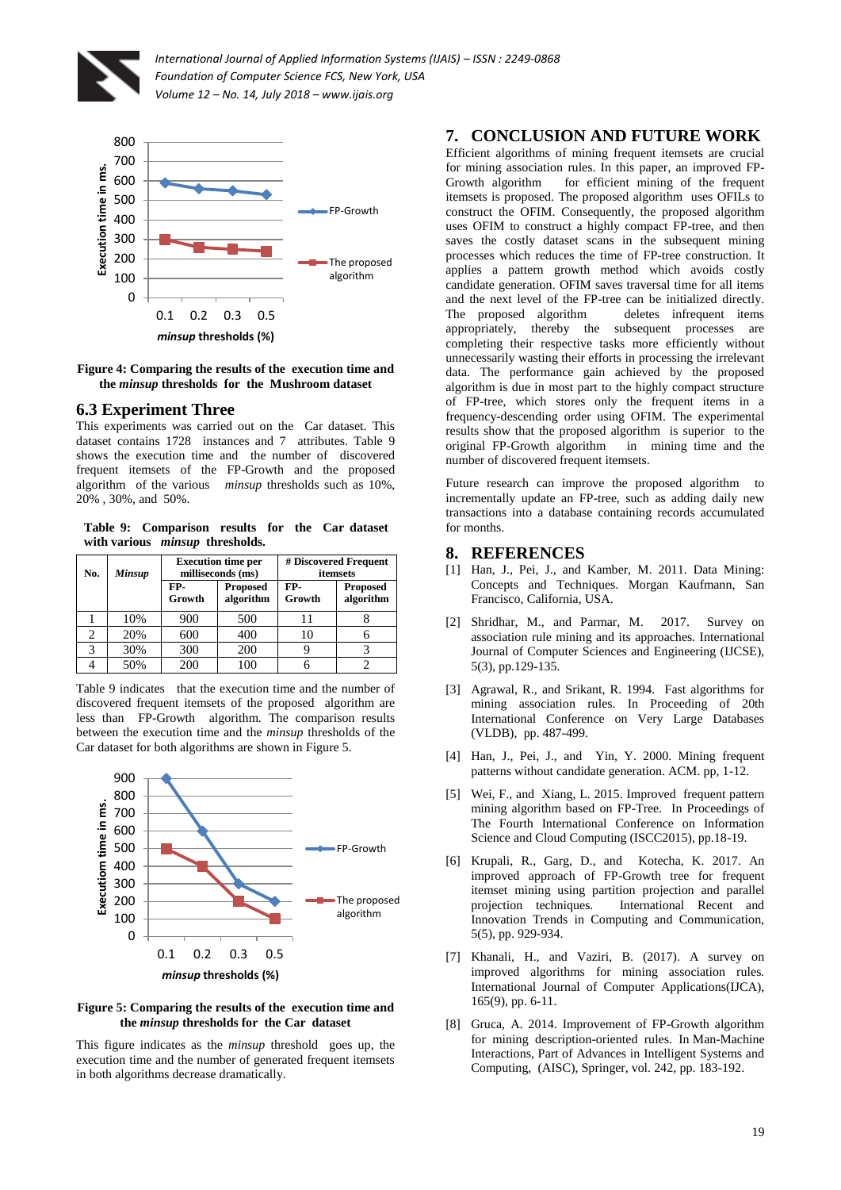Figure 4: Comparing the results of the execution time and the *minsup* thresholds for the Mushroom dataset

## 6.3 Experiment Three

This experiments was carried out on the Car dataset. This dataset contains 1728 instances and 7 attributes. Table 9 shows the execution time and the number of discovered frequent itemsets of the FP-Growth and the proposed algorithm of the various *minsup* thresholds such as 10%, 20% , 30%, and 50%.

**Table 9: Comparison results for the Car dataset with various *minsup* thresholds.**

| No. | *Minsup* | Execution time per milliseconds (ms) | | # Discovered Frequent itemsets | |
|---|---|---|---|---|---|
| | | FP-Growth | Proposed algorithm | FP-Growth | Proposed algorithm |
| 1 | 10% | 900 | 500 | 11 | 8 |
| 2 | 20% | 600 | 400 | 10 | 6 |
| 3 | 30% | 300 | 200 | 9 | 3 |
| 4 | 50% | 200 | 100 | 6 | 2 |

Table 9 indicates that the execution time and the number of discovered frequent itemsets of the proposed algorithm are less than FP-Growth algorithm. The comparison results between the execution time and the *minsup* thresholds of the Car dataset for both algorithms are shown in Figure 5.

Figure 5: Comparing the results of the execution time and the *minsup* thresholds for the Car dataset

This figure indicates as the *minsup* threshold goes up, the execution time and the number of generated frequent itemsets in both algorithms decrease dramatically.

## 7. CONCLUSION AND FUTURE WORK

Efficient algorithms of mining frequent itemsets are crucial for mining association rules. In this paper, an improved FP-Growth algorithm for efficient mining of the frequent itemsets is proposed. The proposed algorithm uses OFILs to construct the OFIM. Consequently, the proposed algorithm uses OFIM to construct a highly compact FP-tree, and then saves the costly dataset scans in the subsequent mining processes which reduces the time of FP-tree construction. It applies a pattern growth method which avoids costly candidate generation. OFIM saves traversal time for all items and the next level of the FP-tree can be initialized directly. The proposed algorithm deletes infrequent items appropriately, thereby the subsequent processes are completing their respective tasks more efficiently without unnecessarily wasting their efforts in processing the irrelevant data. The performance gain achieved by the proposed algorithm is due in most part to the highly compact structure of FP-tree, which stores only the frequent items in a frequency-descending order using OFIM. The experimental results show that the proposed algorithm is superior to the original FP-Growth algorithm in mining time and the number of discovered frequent itemsets.

Future research can improve the proposed algorithm to incrementally update an FP-tree, such as adding daily new transactions into a database containing records accumulated for months.

## 8. REFERENCES

[1] Han, J., Pei, J., and Kamber, M. 2011. Data Mining: Concepts and Techniques. Morgan Kaufmann, San Francisco, California, USA.

[2] Shridhar, M., and Parmar, M. 2017. Survey on association rule mining and its approaches. International Journal of Computer Sciences and Engineering (IJCSE), 5(3), pp.129-135.

[3] Agrawal, R., and Srikant, R. 1994. Fast algorithms for mining association rules. In Proceeding of 20th International Conference on Very Large Databases (VLDB), pp. 487-499.

[4] Han, J., Pei, J., and Yin, Y. 2000. Mining frequent patterns without candidate generation. ACM. pp, 1-12.

[5] Wei, F., and Xiang, L. 2015. Improved frequent pattern mining algorithm based on FP-Tree. In Proceedings of The Fourth International Conference on Information Science and Cloud Computing (ISCC2015), pp.18-19.

[6] Krupali, R., Garg, D., and Kotecha, K. 2017. An improved approach of FP-Growth tree for frequent itemset mining using partition projection and parallel projection techniques. International Recent and Innovation Trends in Computing and Communication, 5(5), pp. 929-934.

[7] Khanali, H., and Vaziri, B. (2017). A survey on improved algorithms for mining association rules. International Journal of Computer Applications(IJCA), 165(9), pp. 6-11.

[8] Gruca, A. 2014. Improvement of FP-Growth algorithm for mining description-oriented rules. In Man-Machine Interactions, Part of Advances in Intelligent Systems and Computing, (AISC), Springer, vol. 242, pp. 183-192.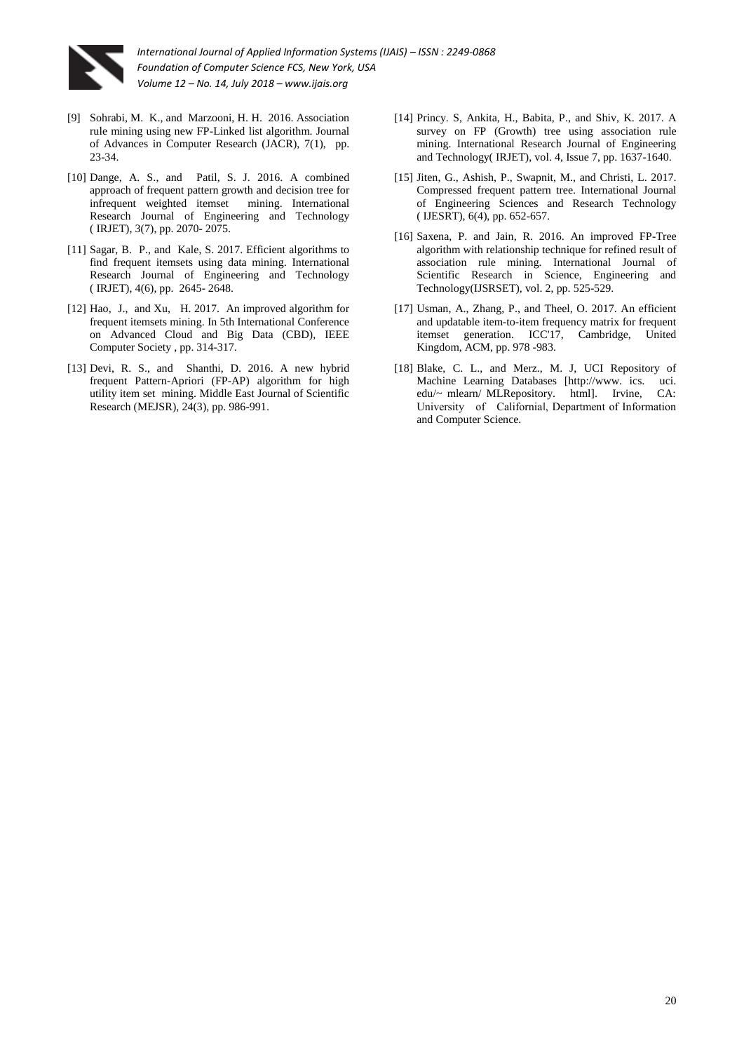[9] Sohrabi, M. K., and Marzooni, H. H. 2016. Association rule mining using new FP-Linked list algorithm. Journal of Advances in Computer Research (JACR), 7(1), pp. 23-34.

[10] Dange, A. S., and Patil, S. J. 2016. A combined approach of frequent pattern growth and decision tree for infrequent weighted itemset mining. International Research Journal of Engineering and Technology ( IRJET), 3(7), pp. 2070- 2075.

[11] Sagar, B. P., and Kale, S. 2017. Efficient algorithms to find frequent itemsets using data mining. International Research Journal of Engineering and Technology ( IRJET), 4(6), pp. 2645- 2648.

[12] Hao, J., and Xu, H. 2017. An improved algorithm for frequent itemsets mining. In 5th International Conference on Advanced Cloud and Big Data (CBD), IEEE Computer Society , pp. 314-317.

[13] Devi, R. S., and Shanthi, D. 2016. A new hybrid frequent Pattern-Apriori (FP-AP) algorithm for high utility item set mining. Middle East Journal of Scientific Research (MEJSR), 24(3), pp. 986-991.

[14] Princy. S, Ankita, H., Babita, P., and Shiv, K. 2017. A survey on FP (Growth) tree using association rule mining. International Research Journal of Engineering and Technology( IRJET), vol. 4, Issue 7, pp. 1637-1640.

[15] Jiten, G., Ashish, P., Swapnit, M., and Christi, L. 2017. Compressed frequent pattern tree. International Journal of Engineering Sciences and Research Technology ( IJESRT), 6(4), pp. 652-657.

[16] Saxena, P. and Jain, R. 2016. An improved FP-Tree algorithm with relationship technique for refined result of association rule mining. International Journal of Scientific Research in Science, Engineering and Technology(IJSRSET), vol. 2, pp. 525-529.

[17] Usman, A., Zhang, P., and Theel, O. 2017. An efficient and updatable item-to-item frequency matrix for frequent itemset generation. ICC'17, Cambridge, United Kingdom, ACM, pp. 978 -983.

[18] Blake, C. L., and Merz., M. J, UCI Repository of Machine Learning Databases [http://www. ics. uci. edu/~ mlearn/ MLRepository. html]. Irvine, CA: University of Californial, Department of Information and Computer Science.